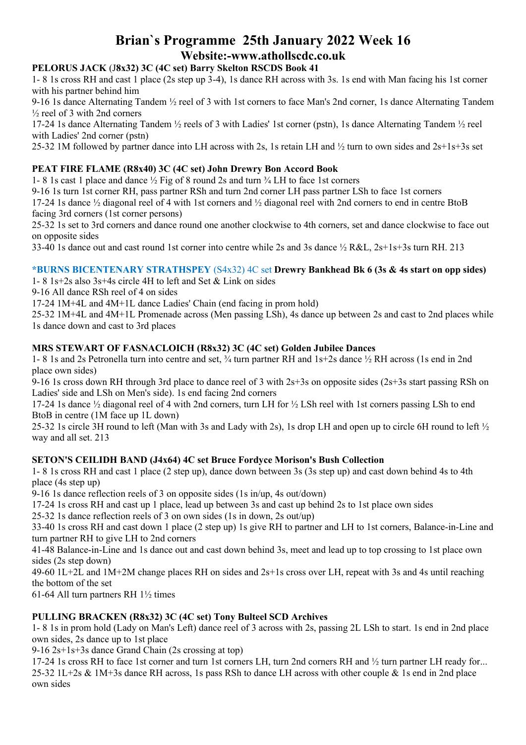# Brian`s Programme 25th January 2022 Week 16

## Website:-www.athollscdc.co.uk

**PELORUS JACK** (**J8x32) 3C (4C set) Barry Skelton RSCDS Book 41**

1- 8 1s cross RH and cast 1 place (2s step up 3-4), 1s dance RH across with 3s. 1s end with Man facing his 1st corner with his partner behind him

9-16 1s dance Alternating Tandem ½ reel of 3 with 1st corners to face Man's 2nd corner, 1s dance Alternating Tandem ½ reel of 3 with 2nd corners

17-24 1s dance Alternating Tandem ½ reels of 3 with Ladies' 1st corner (pstn), 1s dance Alternating Tandem ½ reel with Ladies' 2nd corner (pstn)

25-32 1M followed by partner dance into LH across with 2s, 1s retain LH and ½ turn to own sides and 2s+1s+3s set

**PEAT FIRE FLAME (R8x40) 3C (4C set) John Drewry Bon Accord Book**

1- 8 1s cast 1 place and dance ½ Fig of 8 round 2s and turn ¾ LH to face 1st corners

9-16 1s turn 1st corner RH, pass partner RSh and turn 2nd corner LH pass partner LSh to face 1st corners

17-24 1s dance ½ diagonal reel of 4 with 1st corners and ½ diagonal reel with 2nd corners to end in centre BtoB facing 3rd corners (1st corner persons)

25-32 1s set to 3rd corners and dance round one another clockwise to 4th corners, set and dance clockwise to face out on opposite sides

33-40 1s dance out and cast round 1st corner into centre while 2s and 3s dance ½ R&L, 2s+1s+3s turn RH. 213

**\*BURNS BICENTENARY STRATHSPEY** (S4x32) 4C set **Drewry Bankhead Bk 6 (3s & 4s start on opp sides)**

1- 8 1s+2s also 3s+4s circle 4H to left and Set & Link on sides

9-16 All dance RSh reel of 4 on sides

17-24 1M+4L and 4M+1L dance Ladies' Chain (end facing in prom hold)

25-32 1M+4L and 4M+1L Promenade across (Men passing LSh), 4s dance up between 2s and cast to 2nd places while 1s dance down and cast to 3rd places

**MRS STEWART OF FASNACLOICH (R8x32) 3C (4C set) Golden Jubilee Dances**

1- 8 1s and 2s Petronella turn into centre and set, ¾ turn partner RH and 1s+2s dance ½ RH across (1s end in 2nd place own sides)

9-16 1s cross down RH through 3rd place to dance reel of 3 with 2s+3s on opposite sides (2s+3s start passing RSh on Ladies' side and LSh on Men's side). 1s end facing 2nd corners

17-24 1s dance ½ diagonal reel of 4 with 2nd corners, turn LH for ½ LSh reel with 1st corners passing LSh to end BtoB in centre (1M face up 1L down)

25-32 1s circle 3H round to left (Man with 3s and Lady with 2s), 1s drop LH and open up to circle 6H round to left ½ way and all set. 213

**SETON'S CEILIDH BAND (J4x64) 4C set Bruce Fordyce Morison's Bush Collection**

1- 8 1s cross RH and cast 1 place (2 step up), dance down between 3s (3s step up) and cast down behind 4s to 4th place (4s step up)

9-16 1s dance reflection reels of 3 on opposite sides (1s in/up, 4s out/down)

17-24 1s cross RH and cast up 1 place, lead up between 3s and cast up behind 2s to 1st place own sides

25-32 1s dance reflection reels of 3 on own sides (1s in down, 2s out/up)

33-40 1s cross RH and cast down 1 place (2 step up) 1s give RH to partner and LH to 1st corners, Balance-in-Line and turn partner RH to give LH to 2nd corners

41-48 Balance-in-Line and 1s dance out and cast down behind 3s, meet and lead up to top crossing to 1st place own sides (2s step down)

49-60 1L+2L and 1M+2M change places RH on sides and 2s+1s cross over LH, repeat with 3s and 4s until reaching the bottom of the set

61-64 All turn partners RH 1½ times

**PULLING BRACKEN (R8x32) 3C (4C set) Tony Bulteel SCD Archives**

1- 8 1s in prom hold (Lady on Man's Left) dance reel of 3 across with 2s, passing 2L LSh to start. 1s end in 2nd place own sides, 2s dance up to 1st place

9-16 2s+1s+3s dance Grand Chain (2s crossing at top)

17-24 1s cross RH to face 1st corner and turn 1st corners LH, turn 2nd corners RH and ½ turn partner LH ready for...

25-32 1L+2s & 1M+3s dance RH across, 1s pass RSh to dance LH across with other couple & 1s end in 2nd place own sides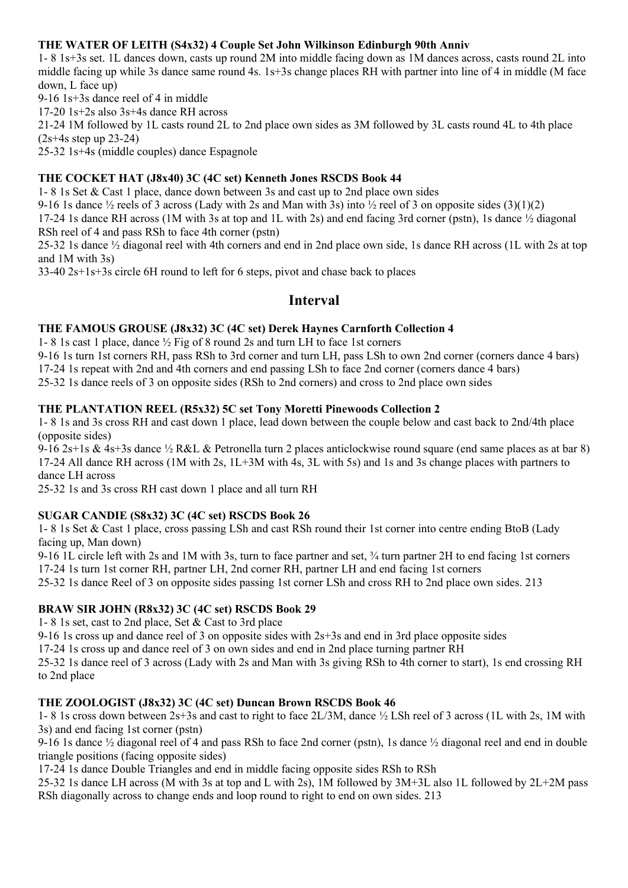### THE WATER OF LEITH (S4x32) 4 Couple Set John Wilkinson Edinburgh 90th Anniv

1- 8 1s+3s set. 1L dances down, casts up round 2M into middle facing down as 1M dances across, casts round 2L into middle facing up while 3s dance same round 4s. 1s+3s change places RH with partner into line of 4 in middle (M face down, L face up)

9-16 1s+3s dance reel of 4 in middle

17-20 1s+2s also 3s+4s dance RH across

21-24 1M followed by 1L casts round 2L to 2nd place own sides as 3M followed by 3L casts round 4L to 4th place (2s+4s step up 23-24)

25-32 1s+4s (middle couples) dance Espagnole

### THE COCKET HAT (J8x40) 3C (4C set) Kenneth Jones RSCDS Book 44

1- 8 1s Set & Cast 1 place, dance down between 3s and cast up to 2nd place own sides

9-16 1s dance ½ reels of 3 across (Lady with 2s and Man with 3s) into ½ reel of 3 on opposite sides (3)(1)(2)

17-24 1s dance RH across (1M with 3s at top and 1L with 2s) and end facing 3rd corner (pstn), 1s dance ½ diagonal RSh reel of 4 and pass RSh to face 4th corner (pstn)

25-32 1s dance ½ diagonal reel with 4th corners and end in 2nd place own side, 1s dance RH across (1L with 2s at top and 1M with 3s)

33-40 2s+1s+3s circle 6H round to left for 6 steps, pivot and chase back to places

## Interval

### THE FAMOUS GROUSE (J8x32) 3C (4C set) Derek Haynes Carnforth Collection 4

1- 8 1s cast 1 place, dance ½ Fig of 8 round 2s and turn LH to face 1st corners

9-16 1s turn 1st corners RH, pass RSh to 3rd corner and turn LH, pass LSh to own 2nd corner (corners dance 4 bars)

17-24 1s repeat with 2nd and 4th corners and end passing LSh to face 2nd corner (corners dance 4 bars)

25-32 1s dance reels of 3 on opposite sides (RSh to 2nd corners) and cross to 2nd place own sides

### THE PLANTATION REEL (R5x32) 5C set Tony Moretti Pinewoods Collection 2

1- 8 1s and 3s cross RH and cast down 1 place, lead down between the couple below and cast back to 2nd/4th place (opposite sides)

9-16 2s+1s & 4s+3s dance ½ R&L & Petronella turn 2 places anticlockwise round square (end same places as at bar 8)

17-24 All dance RH across (1M with 2s, 1L+3M with 4s, 3L with 5s) and 1s and 3s change places with partners to dance LH across

25-32 1s and 3s cross RH cast down 1 place and all turn RH

### SUGAR CANDIE (S8x32) 3C (4C set) RSCDS Book 26

1- 8 1s Set & Cast 1 place, cross passing LSh and cast RSh round their 1st corner into centre ending BtoB (Lady facing up, Man down)

9-16 1L circle left with 2s and 1M with 3s, turn to face partner and set, ¾ turn partner 2H to end facing 1st corners

17-24 1s turn 1st corner RH, partner LH, 2nd corner RH, partner LH and end facing 1st corners

25-32 1s dance Reel of 3 on opposite sides passing 1st corner LSh and cross RH to 2nd place own sides. 213

### BRAW SIR JOHN (R8x32) 3C (4C set) RSCDS Book 29

1- 8 1s set, cast to 2nd place, Set & Cast to 3rd place

9-16 1s cross up and dance reel of 3 on opposite sides with 2s+3s and end in 3rd place opposite sides

17-24 1s cross up and dance reel of 3 on own sides and end in 2nd place turning partner RH

25-32 1s dance reel of 3 across (Lady with 2s and Man with 3s giving RSh to 4th corner to start), 1s end crossing RH to 2nd place

### THE ZOOLOGIST (J8x32) 3C (4C set) Duncan Brown RSCDS Book 46

1- 8 1s cross down between 2s+3s and cast to right to face 2L/3M, dance ½ LSh reel of 3 across (1L with 2s, 1M with 3s) and end facing 1st corner (pstn)

9-16 1s dance ½ diagonal reel of 4 and pass RSh to face 2nd corner (pstn), 1s dance ½ diagonal reel and end in double triangle positions (facing opposite sides)

17-24 1s dance Double Triangles and end in middle facing opposite sides RSh to RSh

25-32 1s dance LH across (M with 3s at top and L with 2s), 1M followed by 3M+3L also 1L followed by 2L+2M pass RSh diagonally across to change ends and loop round to right to end on own sides. 213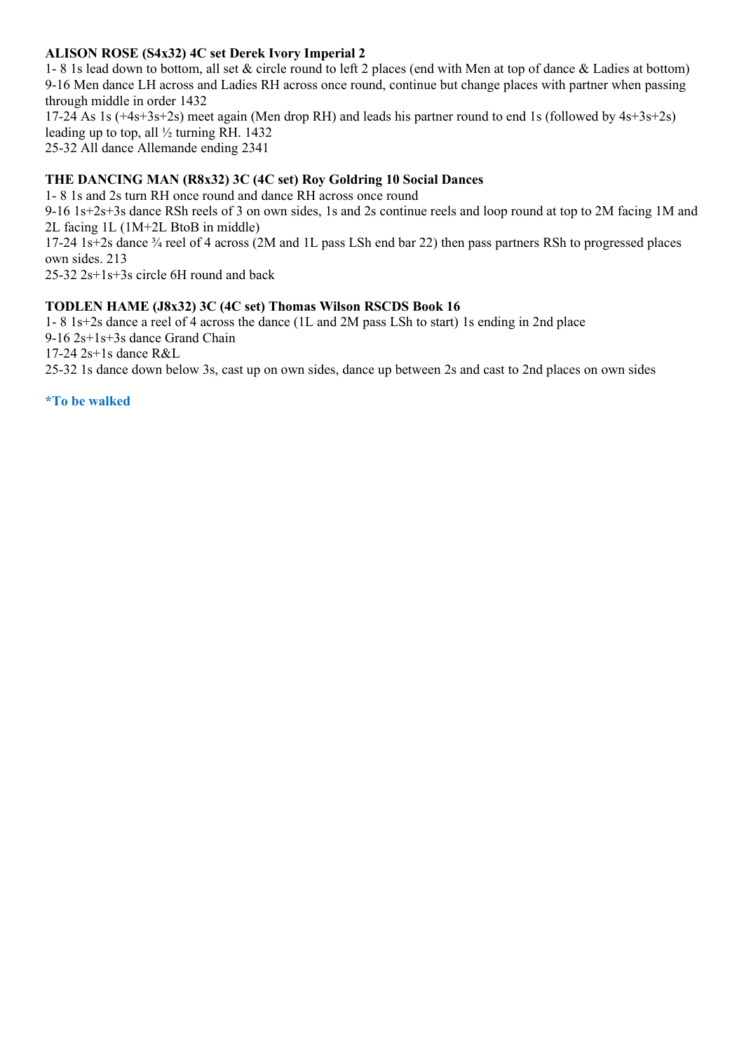**ALISON ROSE (S4x32) 4C set Derek Ivory Imperial 2**

1- 8 1s lead down to bottom, all set & circle round to left 2 places (end with Men at top of dance & Ladies at bottom)
9-16 Men dance LH across and Ladies RH across once round, continue but change places with partner when passing through middle in order 1432
17-24 As 1s (+4s+3s+2s) meet again (Men drop RH) and leads his partner round to end 1s (followed by 4s+3s+2s) leading up to top, all ½ turning RH. 1432
25-32 All dance Allemande ending 2341

**THE DANCING MAN (R8x32) 3C (4C set) Roy Goldring 10 Social Dances**

1- 8 1s and 2s turn RH once round and dance RH across once round
9-16 1s+2s+3s dance RSh reels of 3 on own sides, 1s and 2s continue reels and loop round at top to 2M facing 1M and 2L facing 1L (1M+2L BtoB in middle)
17-24 1s+2s dance ¾ reel of 4 across (2M and 1L pass LSh end bar 22) then pass partners RSh to progressed places own sides. 213
25-32 2s+1s+3s circle 6H round and back

**TODLEN HAME (J8x32) 3C (4C set) Thomas Wilson RSCDS Book 16**

1- 8 1s+2s dance a reel of 4 across the dance (1L and 2M pass LSh to start) 1s ending in 2nd place
9-16 2s+1s+3s dance Grand Chain
17-24 2s+1s dance R&L
25-32 1s dance down below 3s, cast up on own sides, dance up between 2s and cast to 2nd places on own sides

**\*To be walked**